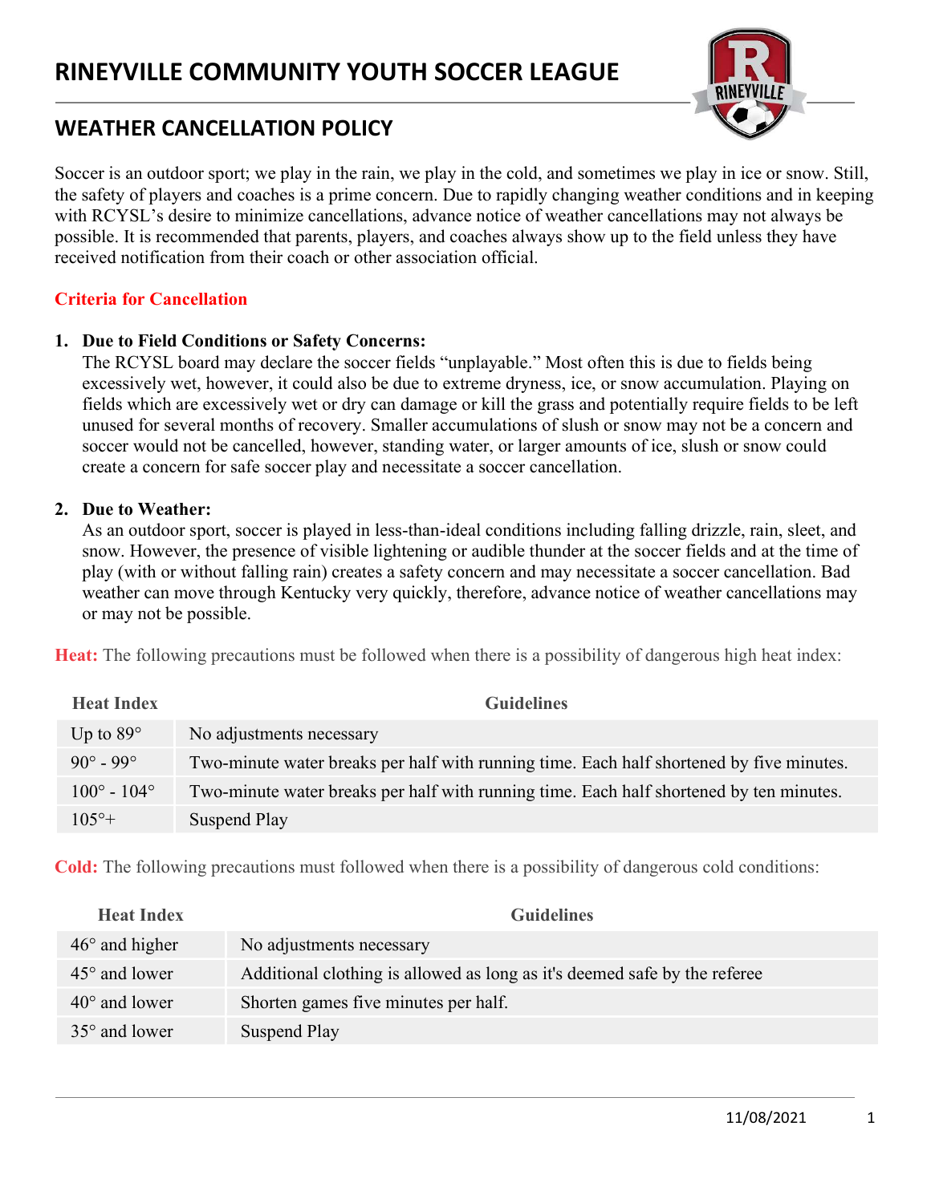# RINEYVILLE COMMUNITY YOUTH SOCCER LEAGUE

## WEATHER CANCELLATION POLICY

Soccer is an outdoor sport; we play in the rain, we play in the cold, and sometimes we play in ice or snow. Still, the safety of players and coaches is a prime concern. Due to rapidly changing weather conditions and in keeping with RCYSL's desire to minimize cancellations, advance notice of weather cancellations may not always be possible. It is recommended that parents, players, and coaches always show up to the field unless they have received notification from their coach or other association official.

### Criteria for Cancellation

1. **Due to Field Conditions or Safety Concerns:**
   The RCYSL board may declare the soccer fields "unplayable." Most often this is due to fields being excessively wet, however, it could also be due to extreme dryness, ice, or snow accumulation. Playing on fields which are excessively wet or dry can damage or kill the grass and potentially require fields to be left unused for several months of recovery. Smaller accumulations of slush or snow may not be a concern and soccer would not be cancelled, however, standing water, or larger amounts of ice, slush or snow could create a concern for safe soccer play and necessitate a soccer cancellation.

2. **Due to Weather:**
   As an outdoor sport, soccer is played in less-than-ideal conditions including falling drizzle, rain, sleet, and snow. However, the presence of visible lightening or audible thunder at the soccer fields and at the time of play (with or without falling rain) creates a safety concern and may necessitate a soccer cancellation. Bad weather can move through Kentucky very quickly, therefore, advance notice of weather cancellations may or may not be possible.

**Heat:** The following precautions must be followed when there is a possibility of dangerous high heat index:

| Heat Index | Guidelines |
|---|---|
| Up to 89° | No adjustments necessary |
| 90° - 99° | Two-minute water breaks per half with running time. Each half shortened by five minutes. |
| 100° - 104° | Two-minute water breaks per half with running time. Each half shortened by ten minutes. |
| 105°+ | Suspend Play |

**Cold:** The following precautions must followed when there is a possibility of dangerous cold conditions:

| Heat Index | Guidelines |
|---|---|
| 46° and higher | No adjustments necessary |
| 45° and lower | Additional clothing is allowed as long as it's deemed safe by the referee |
| 40° and lower | Shorten games five minutes per half. |
| 35° and lower | Suspend Play |

11/08/2021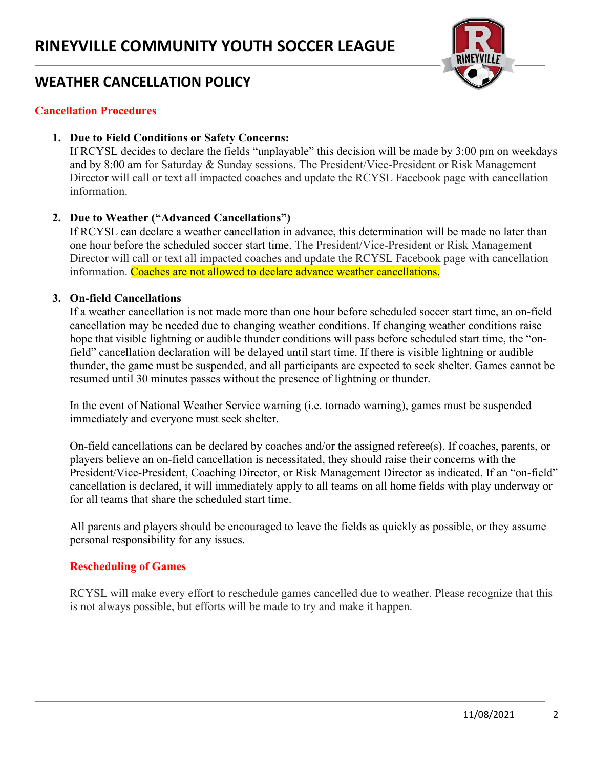# RINEYVILLE COMMUNITY YOUTH SOCCER LEAGUE

## WEATHER CANCELLATION POLICY

### Cancellation Procedures

1. **Due to Field Conditions or Safety Concerns:**
   If RCYSL decides to declare the fields "unplayable" this decision will be made by 3:00 pm on weekdays and by 8:00 am for Saturday & Sunday sessions. The President/Vice-President or Risk Management Director will call or text all impacted coaches and update the RCYSL Facebook page with cancellation information.

2. **Due to Weather ("Advanced Cancellations")**
   If RCYSL can declare a weather cancellation in advance, this determination will be made no later than one hour before the scheduled soccer start time. The President/Vice-President or Risk Management Director will call or text all impacted coaches and update the RCYSL Facebook page with cancellation information. Coaches are not allowed to declare advance weather cancellations.

3. **On-field Cancellations**
   If a weather cancellation is not made more than one hour before scheduled soccer start time, an on-field cancellation may be needed due to changing weather conditions. If changing weather conditions raise hope that visible lightning or audible thunder conditions will pass before scheduled start time, the "on-field" cancellation declaration will be delayed until start time. If there is visible lightning or audible thunder, the game must be suspended, and all participants are expected to seek shelter. Games cannot be resumed until 30 minutes passes without the presence of lightning or thunder.

   In the event of National Weather Service warning (i.e. tornado warning), games must be suspended immediately and everyone must seek shelter.

   On-field cancellations can be declared by coaches and/or the assigned referee(s). If coaches, parents, or players believe an on-field cancellation is necessitated, they should raise their concerns with the President/Vice-President, Coaching Director, or Risk Management Director as indicated. If an "on-field" cancellation is declared, it will immediately apply to all teams on all home fields with play underway or for all teams that share the scheduled start time.

   All parents and players should be encouraged to leave the fields as quickly as possible, or they assume personal responsibility for any issues.

### Rescheduling of Games

RCYSL will make every effort to reschedule games cancelled due to weather. Please recognize that this is not always possible, but efforts will be made to try and make it happen.

11/08/2021